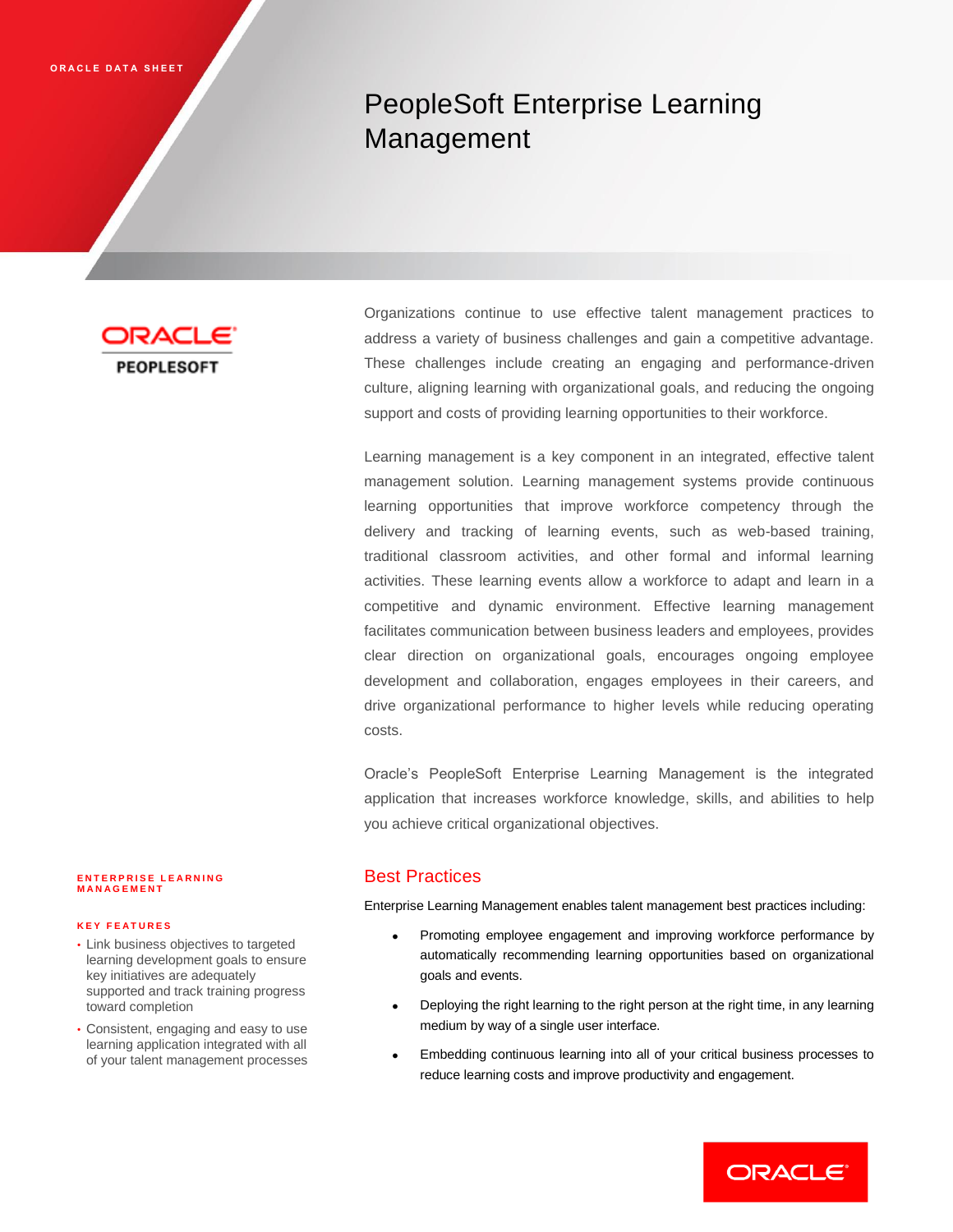ORACLE DATA SHEET

# PeopleSoft Enterprise Learning Management

Organizations continue to use effective talent management practices to address a variety of business challenges and gain a competitive advantage. These challenges include creating an engaging and performance-driven culture, aligning learning with organizational goals, and reducing the ongoing support and costs of providing learning opportunities to their workforce.

Learning management is a key component in an integrated, effective talent management solution. Learning management systems provide continuous learning opportunities that improve workforce competency through the delivery and tracking of learning events, such as web-based training, traditional classroom activities, and other formal and informal learning activities. These learning events allow a workforce to adapt and learn in a competitive and dynamic environment. Effective learning management facilitates communication between business leaders and employees, provides clear direction on organizational goals, encourages ongoing employee development and collaboration, engages employees in their careers, and drive organizational performance to higher levels while reducing operating costs.

Oracle's PeopleSoft Enterprise Learning Management is the integrated application that increases workforce knowledge, skills, and abilities to help you achieve critical organizational objectives.

**ENTERPRISE LEARNING MANAGEMENT**

**KEY FEATURES**

- Link business objectives to targeted learning development goals to ensure key initiatives are adequately supported and track training progress toward completion
- Consistent, engaging and easy to use learning application integrated with all of your talent management processes

## Best Practices

Enterprise Learning Management enables talent management best practices including:

- Promoting employee engagement and improving workforce performance by automatically recommending learning opportunities based on organizational goals and events.
- Deploying the right learning to the right person at the right time, in any learning medium by way of a single user interface.
- Embedding continuous learning into all of your critical business processes to reduce learning costs and improve productivity and engagement.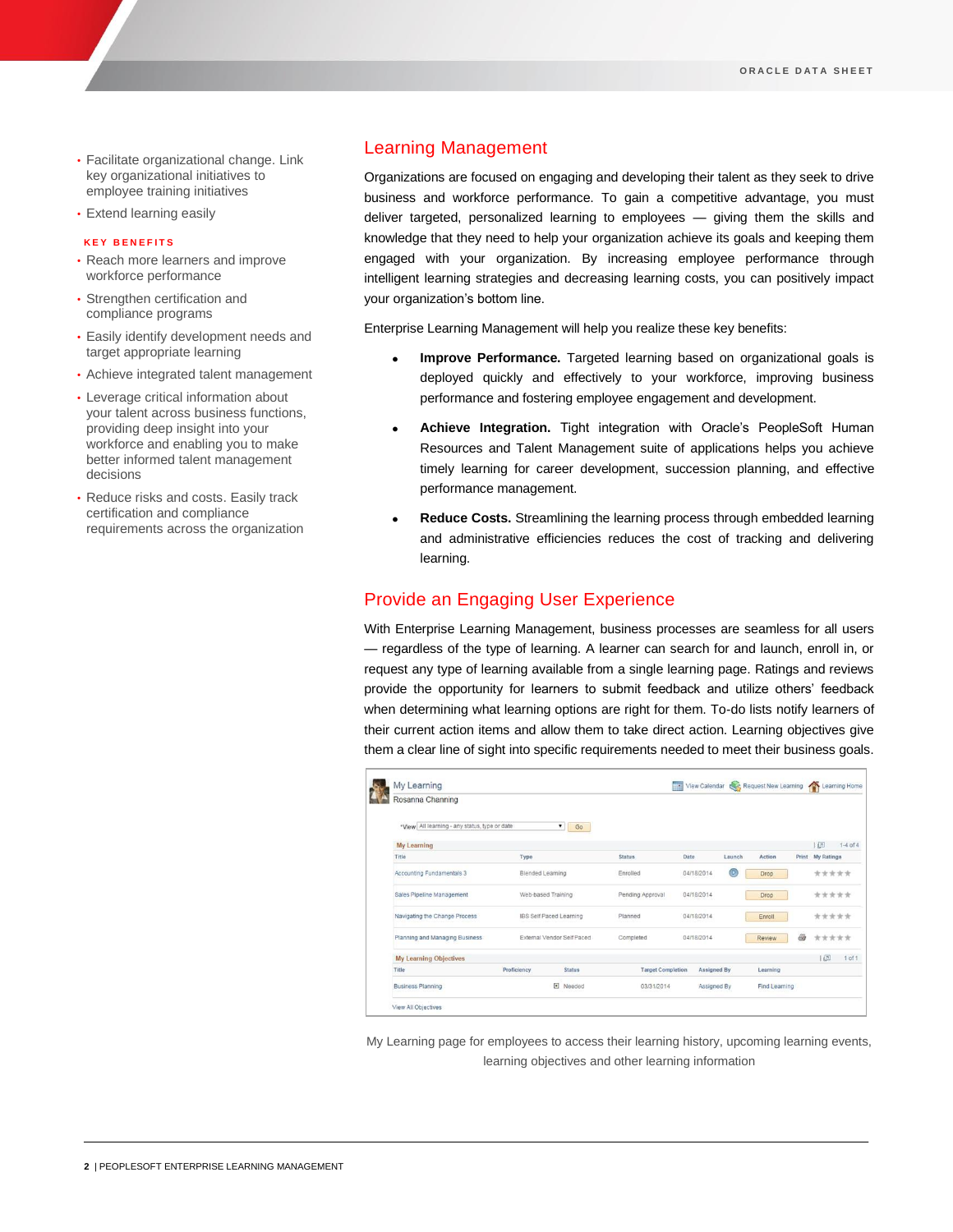- Facilitate organizational change. Link key organizational initiatives to employee training initiatives
- Extend learning easily

**KEY BENEFITS**

- Reach more learners and improve workforce performance
- Strengthen certification and compliance programs
- Easily identify development needs and target appropriate learning
- Achieve integrated talent management
- Leverage critical information about your talent across business functions, providing deep insight into your workforce and enabling you to make better informed talent management decisions
- Reduce risks and costs. Easily track certification and compliance requirements across the organization

## Learning Management

Organizations are focused on engaging and developing their talent as they seek to drive business and workforce performance. To gain a competitive advantage, you must deliver targeted, personalized learning to employees — giving them the skills and knowledge that they need to help your organization achieve its goals and keeping them engaged with your organization. By increasing employee performance through intelligent learning strategies and decreasing learning costs, you can positively impact your organization's bottom line.

Enterprise Learning Management will help you realize these key benefits:

- **Improve Performance.** Targeted learning based on organizational goals is deployed quickly and effectively to your workforce, improving business performance and fostering employee engagement and development.
- **Achieve Integration.** Tight integration with Oracle's PeopleSoft Human Resources and Talent Management suite of applications helps you achieve timely learning for career development, succession planning, and effective performance management.
- **Reduce Costs.** Streamlining the learning process through embedded learning and administrative efficiencies reduces the cost of tracking and delivering learning.

## Provide an Engaging User Experience

With Enterprise Learning Management, business processes are seamless for all users — regardless of the type of learning. A learner can search for and launch, enroll in, or request any type of learning available from a single learning page. Ratings and reviews provide the opportunity for learners to submit feedback and utilize others' feedback when determining what learning options are right for them. To-do lists notify learners of their current action items and allow them to take direct action. Learning objectives give them a clear line of sight into specific requirements needed to meet their business goals.

My Learning page for employees to access their learning history, upcoming learning events, learning objectives and other learning information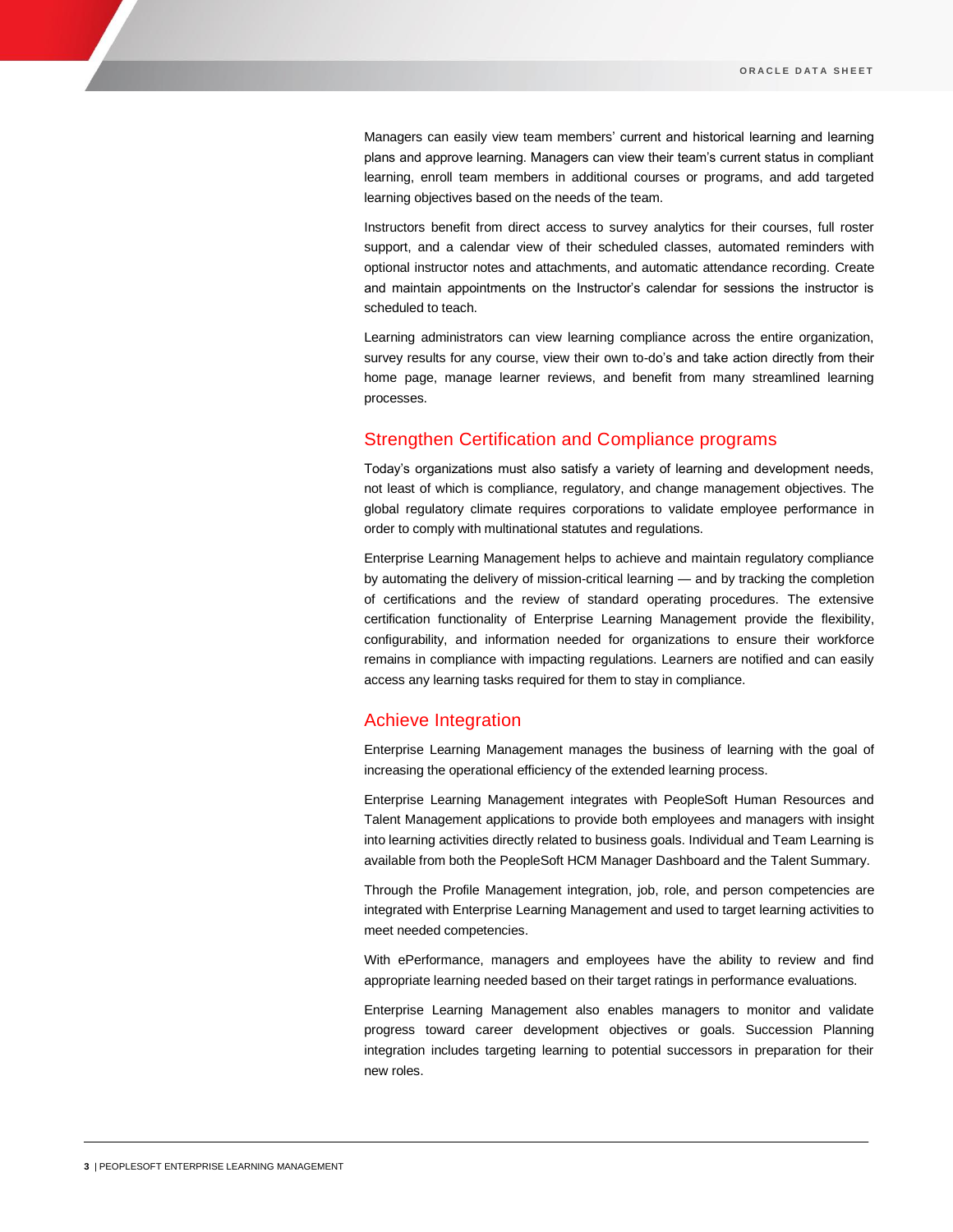Managers can easily view team members' current and historical learning and learning plans and approve learning. Managers can view their team's current status in compliant learning, enroll team members in additional courses or programs, and add targeted learning objectives based on the needs of the team.

Instructors benefit from direct access to survey analytics for their courses, full roster support, and a calendar view of their scheduled classes, automated reminders with optional instructor notes and attachments, and automatic attendance recording. Create and maintain appointments on the Instructor's calendar for sessions the instructor is scheduled to teach.

Learning administrators can view learning compliance across the entire organization, survey results for any course, view their own to-do's and take action directly from their home page, manage learner reviews, and benefit from many streamlined learning processes.

## Strengthen Certification and Compliance programs

Today's organizations must also satisfy a variety of learning and development needs, not least of which is compliance, regulatory, and change management objectives. The global regulatory climate requires corporations to validate employee performance in order to comply with multinational statutes and regulations.

Enterprise Learning Management helps to achieve and maintain regulatory compliance by automating the delivery of mission-critical learning — and by tracking the completion of certifications and the review of standard operating procedures. The extensive certification functionality of Enterprise Learning Management provide the flexibility, configurability, and information needed for organizations to ensure their workforce remains in compliance with impacting regulations. Learners are notified and can easily access any learning tasks required for them to stay in compliance.

## Achieve Integration

Enterprise Learning Management manages the business of learning with the goal of increasing the operational efficiency of the extended learning process.

Enterprise Learning Management integrates with PeopleSoft Human Resources and Talent Management applications to provide both employees and managers with insight into learning activities directly related to business goals. Individual and Team Learning is available from both the PeopleSoft HCM Manager Dashboard and the Talent Summary.

Through the Profile Management integration, job, role, and person competencies are integrated with Enterprise Learning Management and used to target learning activities to meet needed competencies.

With ePerformance, managers and employees have the ability to review and find appropriate learning needed based on their target ratings in performance evaluations.

Enterprise Learning Management also enables managers to monitor and validate progress toward career development objectives or goals. Succession Planning integration includes targeting learning to potential successors in preparation for their new roles.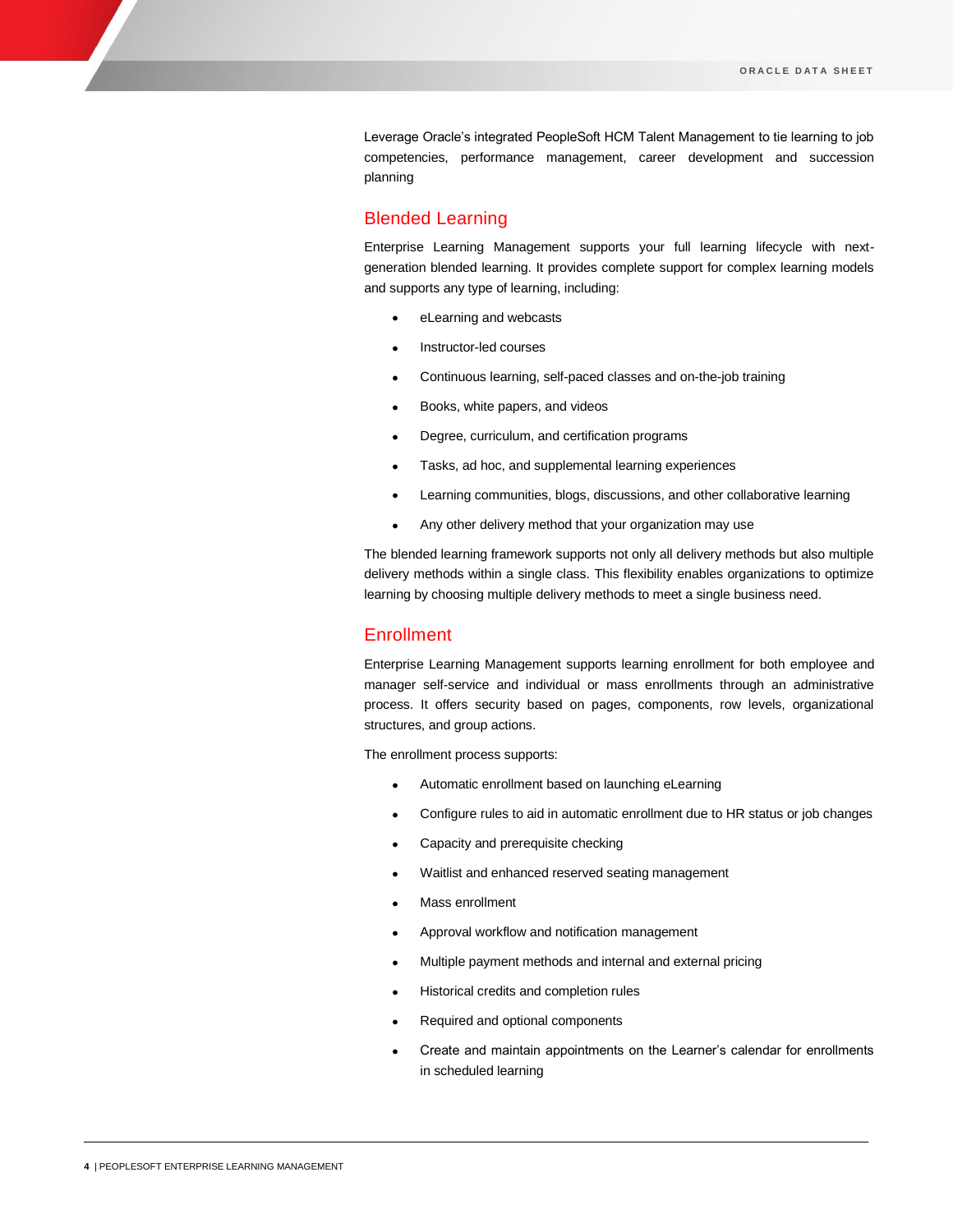Leverage Oracle's integrated PeopleSoft HCM Talent Management to tie learning to job competencies, performance management, career development and succession planning

## Blended Learning

Enterprise Learning Management supports your full learning lifecycle with next-generation blended learning. It provides complete support for complex learning models and supports any type of learning, including:

- eLearning and webcasts
- Instructor-led courses
- Continuous learning, self-paced classes and on-the-job training
- Books, white papers, and videos
- Degree, curriculum, and certification programs
- Tasks, ad hoc, and supplemental learning experiences
- Learning communities, blogs, discussions, and other collaborative learning
- Any other delivery method that your organization may use

The blended learning framework supports not only all delivery methods but also multiple delivery methods within a single class. This flexibility enables organizations to optimize learning by choosing multiple delivery methods to meet a single business need.

## Enrollment

Enterprise Learning Management supports learning enrollment for both employee and manager self-service and individual or mass enrollments through an administrative process. It offers security based on pages, components, row levels, organizational structures, and group actions.

The enrollment process supports:

- Automatic enrollment based on launching eLearning
- Configure rules to aid in automatic enrollment due to HR status or job changes
- Capacity and prerequisite checking
- Waitlist and enhanced reserved seating management
- Mass enrollment
- Approval workflow and notification management
- Multiple payment methods and internal and external pricing
- Historical credits and completion rules
- Required and optional components
- Create and maintain appointments on the Learner's calendar for enrollments in scheduled learning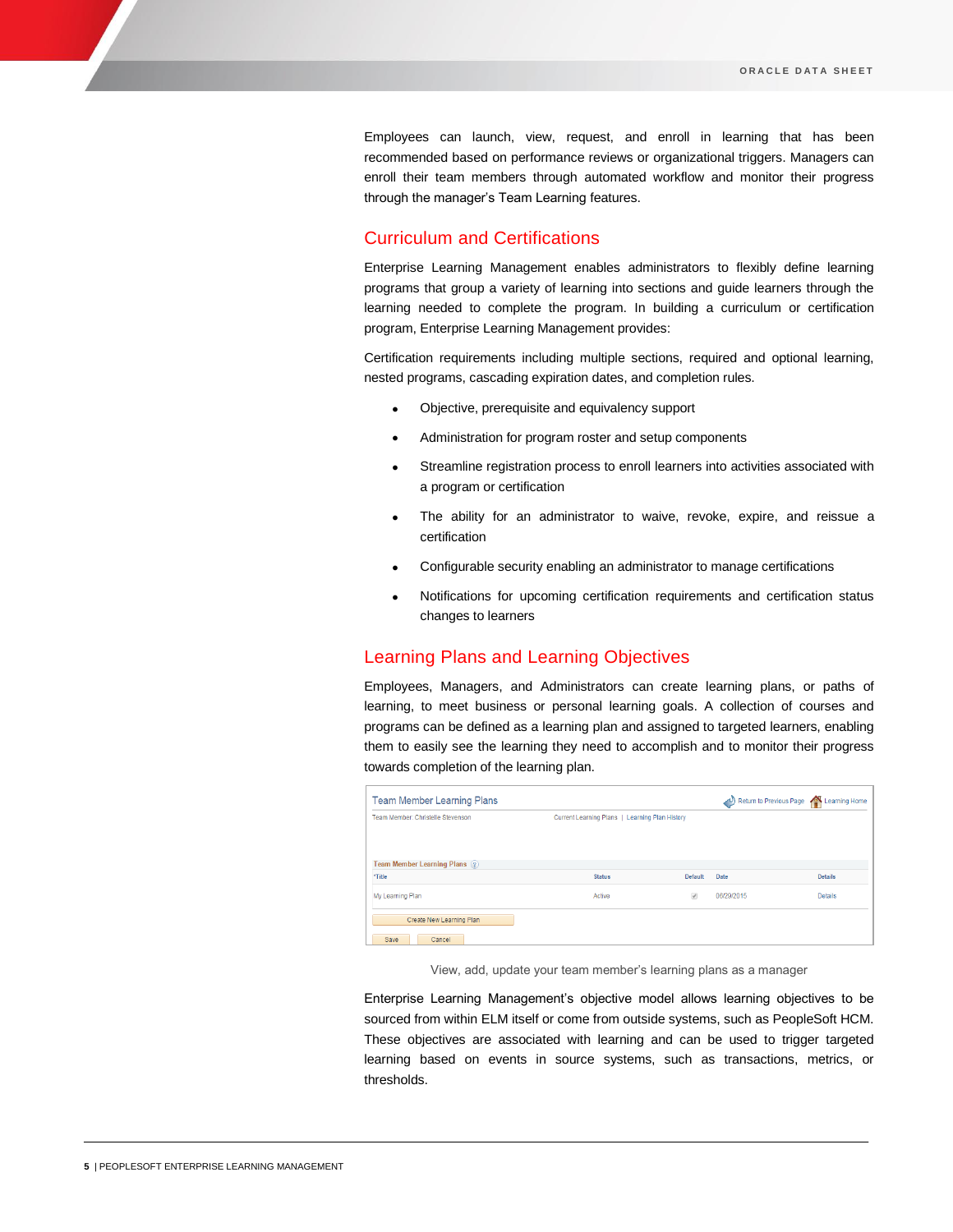Employees can launch, view, request, and enroll in learning that has been recommended based on performance reviews or organizational triggers. Managers can enroll their team members through automated workflow and monitor their progress through the manager's Team Learning features.

## Curriculum and Certifications

Enterprise Learning Management enables administrators to flexibly define learning programs that group a variety of learning into sections and guide learners through the learning needed to complete the program. In building a curriculum or certification program, Enterprise Learning Management provides:

Certification requirements including multiple sections, required and optional learning, nested programs, cascading expiration dates, and completion rules.

- Objective, prerequisite and equivalency support
- Administration for program roster and setup components
- Streamline registration process to enroll learners into activities associated with a program or certification
- The ability for an administrator to waive, revoke, expire, and reissue a certification
- Configurable security enabling an administrator to manage certifications
- Notifications for upcoming certification requirements and certification status changes to learners

## Learning Plans and Learning Objectives

Employees, Managers, and Administrators can create learning plans, or paths of learning, to meet business or personal learning goals. A collection of courses and programs can be defined as a learning plan and assigned to targeted learners, enabling them to easily see the learning they need to accomplish and to monitor their progress towards completion of the learning plan.

View, add, update your team member's learning plans as a manager

Enterprise Learning Management's objective model allows learning objectives to be sourced from within ELM itself or come from outside systems, such as PeopleSoft HCM. These objectives are associated with learning and can be used to trigger targeted learning based on events in source systems, such as transactions, metrics, or thresholds.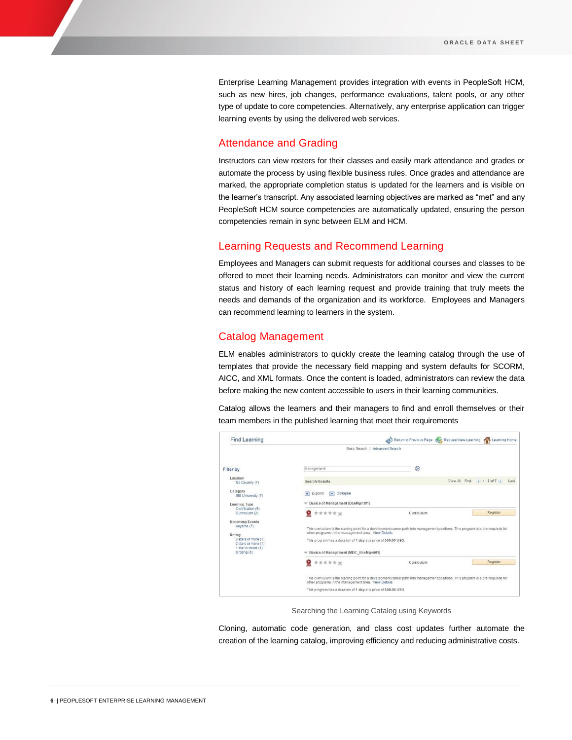Enterprise Learning Management provides integration with events in PeopleSoft HCM, such as new hires, job changes, performance evaluations, talent pools, or any other type of update to core competencies. Alternatively, any enterprise application can trigger learning events by using the delivered web services.

## Attendance and Grading

Instructors can view rosters for their classes and easily mark attendance and grades or automate the process by using flexible business rules. Once grades and attendance are marked, the appropriate completion status is updated for the learners and is visible on the learner's transcript. Any associated learning objectives are marked as "met" and any PeopleSoft HCM source competencies are automatically updated, ensuring the person competencies remain in sync between ELM and HCM.

## Learning Requests and Recommend Learning

Employees and Managers can submit requests for additional courses and classes to be offered to meet their learning needs. Administrators can monitor and view the current status and history of each learning request and provide training that truly meets the needs and demands of the organization and its workforce. Employees and Managers can recommend learning to learners in the system.

## Catalog Management

ELM enables administrators to quickly create the learning catalog through the use of templates that provide the necessary field mapping and system defaults for SCORM, AICC, and XML formats. Once the content is loaded, administrators can review the data before making the new content accessible to users in their learning communities.

Catalog allows the learners and their managers to find and enroll themselves or their team members in the published learning that meet their requirements

Searching the Learning Catalog using Keywords

Cloning, automatic code generation, and class cost updates further automate the creation of the learning catalog, improving efficiency and reducing administrative costs.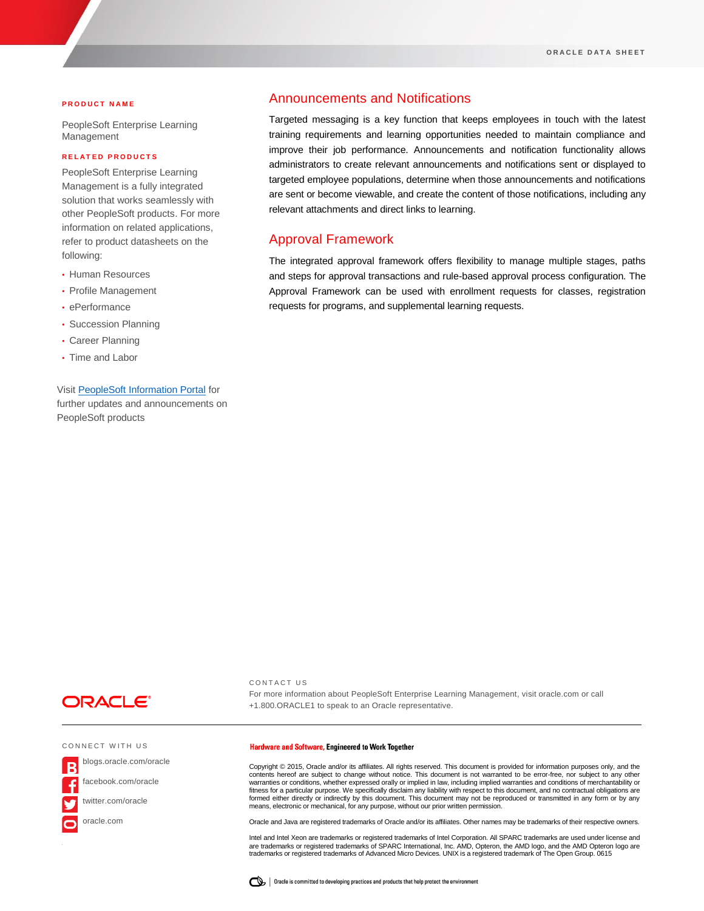**PRODUCT NAME**

PeopleSoft Enterprise Learning Management

**RELATED PRODUCTS**

PeopleSoft Enterprise Learning Management is a fully integrated solution that works seamlessly with other PeopleSoft products. For more information on related applications, refer to product datasheets on the following:

- Human Resources
- Profile Management
- ePerformance
- Succession Planning
- Career Planning
- Time and Labor

Visit PeopleSoft Information Portal for further updates and announcements on PeopleSoft products

## Announcements and Notifications

Targeted messaging is a key function that keeps employees in touch with the latest training requirements and learning opportunities needed to maintain compliance and improve their job performance. Announcements and notification functionality allows administrators to create relevant announcements and notifications sent or displayed to targeted employee populations, determine when those announcements and notifications are sent or become viewable, and create the content of those notifications, including any relevant attachments and direct links to learning.

## Approval Framework

The integrated approval framework offers flexibility to manage multiple stages, paths and steps for approval transactions and rule-based approval process configuration. The Approval Framework can be used with enrollment requests for classes, registration requests for programs, and supplemental learning requests.

CONTACT US

For more information about PeopleSoft Enterprise Learning Management, visit oracle.com or call +1.800.ORACLE1 to speak to an Oracle representative.

CONNECT WITH US

- blogs.oracle.com/oracle
- facebook.com/oracle
- twitter.com/oracle
- oracle.com

**Hardware and Software, Engineered to Work Together**

Copyright © 2015, Oracle and/or its affiliates. All rights reserved. This document is provided for information purposes only, and the contents hereof are subject to change without notice. This document is not warranted to be error-free, nor subject to any other warranties or conditions, whether expressed orally or implied in law, including implied warranties and conditions of merchantability or fitness for a particular purpose. We specifically disclaim any liability with respect to this document, and no contractual obligations are formed either directly or indirectly by this document. This document may not be reproduced or transmitted in any form or by any means, electronic or mechanical, for any purpose, without our prior written permission.

Oracle and Java are registered trademarks of Oracle and/or its affiliates. Other names may be trademarks of their respective owners.

Intel and Intel Xeon are trademarks or registered trademarks of Intel Corporation. All SPARC trademarks are used under license and are trademarks or registered trademarks of SPARC International, Inc. AMD, Opteron, the AMD logo, and the AMD Opteron logo are trademarks or registered trademarks of Advanced Micro Devices. UNIX is a registered trademark of The Open Group. 0615

Oracle is committed to developing practices and products that help protect the environment